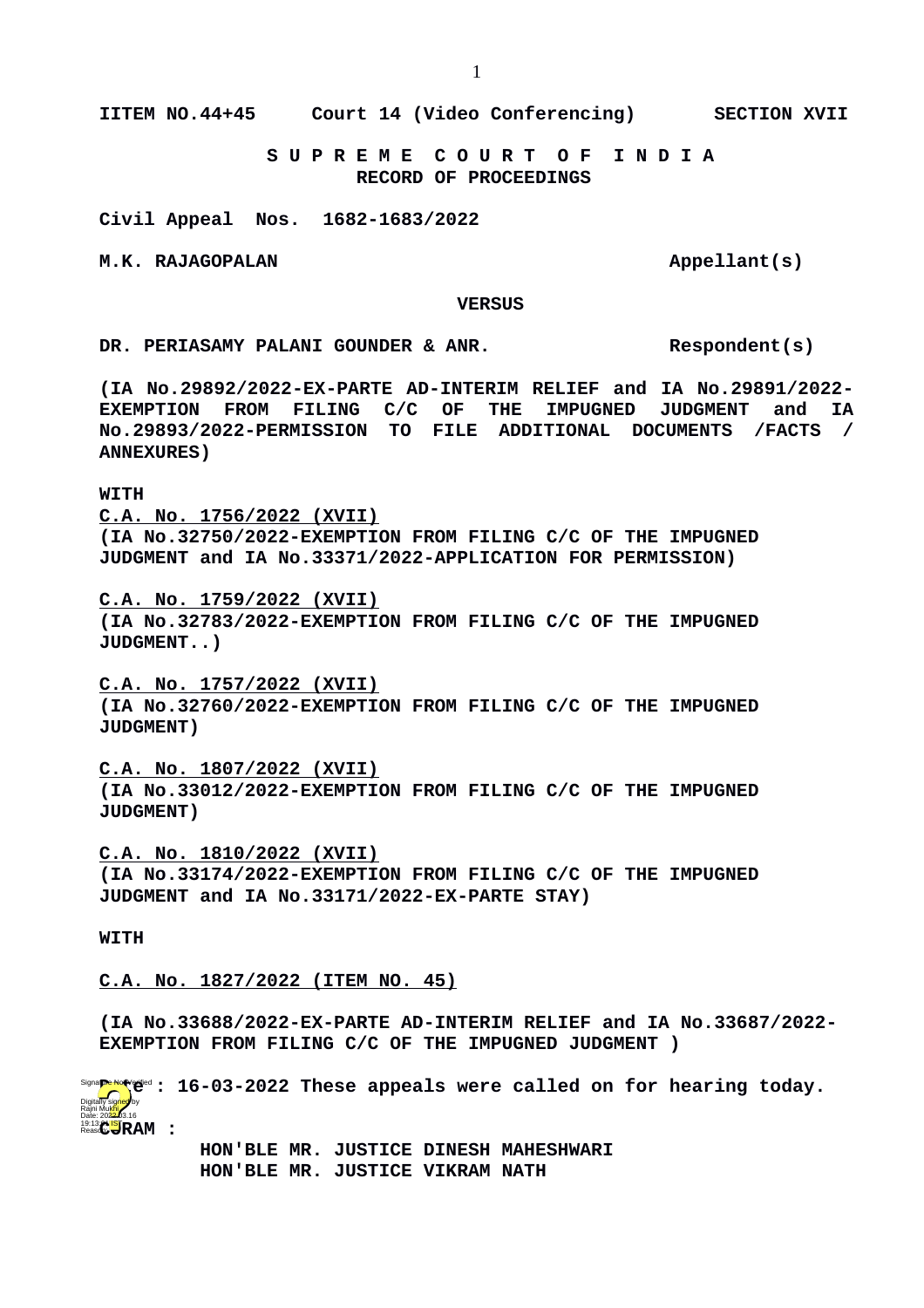**IITEM NO.44+45 Court 14 (Video Conferencing) SECTION XVII**

**S U P R E M E C O U R T O F I N D I A**
**RECORD OF PROCEEDINGS**

**Civil Appeal Nos. 1682-1683/2022**

**M.K. RAJAGOPALAN Appellant(s)**

**VERSUS**

**DR. PERIASAMY PALANI GOUNDER & ANR. Respondent(s)**

**(IA No.29892/2022-EX-PARTE AD-INTERIM RELIEF and IA No.29891/2022-EXEMPTION FROM FILING C/C OF THE IMPUGNED JUDGMENT and IA No.29893/2022-PERMISSION TO FILE ADDITIONAL DOCUMENTS /FACTS / ANNEXURES)**

**WITH**

**C.A. No. 1756/2022 (XVII)**
**(IA No.32750/2022-EXEMPTION FROM FILING C/C OF THE IMPUGNED JUDGMENT and IA No.33371/2022-APPLICATION FOR PERMISSION)**

**C.A. No. 1759/2022 (XVII)**
**(IA No.32783/2022-EXEMPTION FROM FILING C/C OF THE IMPUGNED JUDGMENT..)**

**C.A. No. 1757/2022 (XVII)**
**(IA No.32760/2022-EXEMPTION FROM FILING C/C OF THE IMPUGNED JUDGMENT)**

**C.A. No. 1807/2022 (XVII)**
**(IA No.33012/2022-EXEMPTION FROM FILING C/C OF THE IMPUGNED JUDGMENT)**

**C.A. No. 1810/2022 (XVII)**
**(IA No.33174/2022-EXEMPTION FROM FILING C/C OF THE IMPUGNED JUDGMENT and IA No.33171/2022-EX-PARTE STAY)**

**WITH**

**C.A. No. 1827/2022 (ITEM NO. 45)**

**(IA No.33688/2022-EX-PARTE AD-INTERIM RELIEF and IA No.33687/2022-EXEMPTION FROM FILING C/C OF THE IMPUGNED JUDGMENT )**

**Date : 16-03-2022 These appeals were called on for hearing today.**

**CORAM :**
**HON'BLE MR. JUSTICE DINESH MAHESHWARI**
**HON'BLE MR. JUSTICE VIKRAM NATH**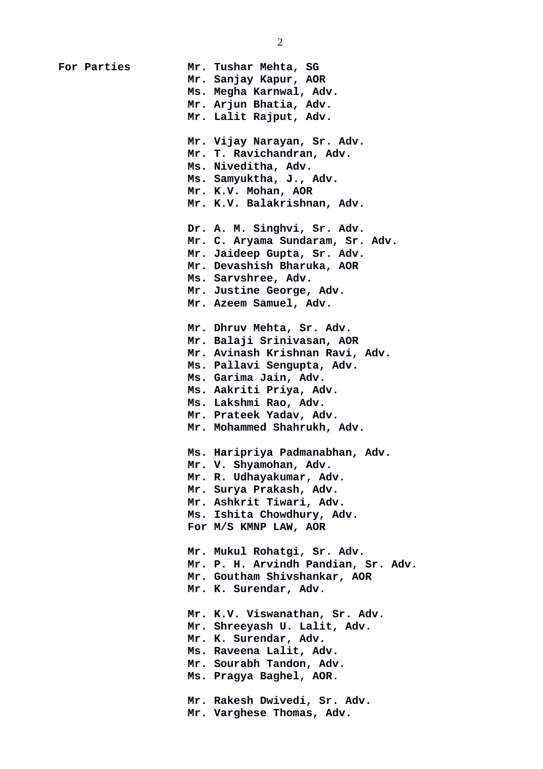**For Parties**

**Mr. Tushar Mehta, SG**
**Mr. Sanjay Kapur, AOR**
**Ms. Megha Karnwal, Adv.**
**Mr. Arjun Bhatia, Adv.**
**Mr. Lalit Rajput, Adv.**

**Mr. Vijay Narayan, Sr. Adv.**
**Mr. T. Ravichandran, Adv.**
**Ms. Niveditha, Adv.**
**Ms. Samyuktha, J., Adv.**
**Mr. K.V. Mohan, AOR**
**Mr. K.V. Balakrishnan, Adv.**

**Dr. A. M. Singhvi, Sr. Adv.**
**Mr. C. Aryama Sundaram, Sr. Adv.**
**Mr. Jaideep Gupta, Sr. Adv.**
**Mr. Devashish Bharuka, AOR**
**Ms. Sarvshree, Adv.**
**Mr. Justine George, Adv.**
**Mr. Azeem Samuel, Adv.**

**Mr. Dhruv Mehta, Sr. Adv.**
**Mr. Balaji Srinivasan, AOR**
**Mr. Avinash Krishnan Ravi, Adv.**
**Ms. Pallavi Sengupta, Adv.**
**Ms. Garima Jain, Adv.**
**Ms. Aakriti Priya, Adv.**
**Ms. Lakshmi Rao, Adv.**
**Mr. Prateek Yadav, Adv.**
**Mr. Mohammed Shahrukh, Adv.**

**Ms. Haripriya Padmanabhan, Adv.**
**Mr. V. Shyamohan, Adv.**
**Mr. R. Udhayakumar, Adv.**
**Mr. Surya Prakash, Adv.**
**Mr. Ashkrit Tiwari, Adv.**
**Ms. Ishita Chowdhury, Adv.**
**For M/S KMNP LAW, AOR**

**Mr. Mukul Rohatgi, Sr. Adv.**
**Mr. P. H. Arvindh Pandian, Sr. Adv.**
**Mr. Goutham Shivshankar, AOR**
**Mr. K. Surendar, Adv.**

**Mr. K.V. Viswanathan, Sr. Adv.**
**Mr. Shreeyash U. Lalit, Adv.**
**Mr. K. Surendar, Adv.**
**Ms. Raveena Lalit, Adv.**
**Mr. Sourabh Tandon, Adv.**
**Ms. Pragya Baghel, AOR.**

**Mr. Rakesh Dwivedi, Sr. Adv.**
**Mr. Varghese Thomas, Adv.**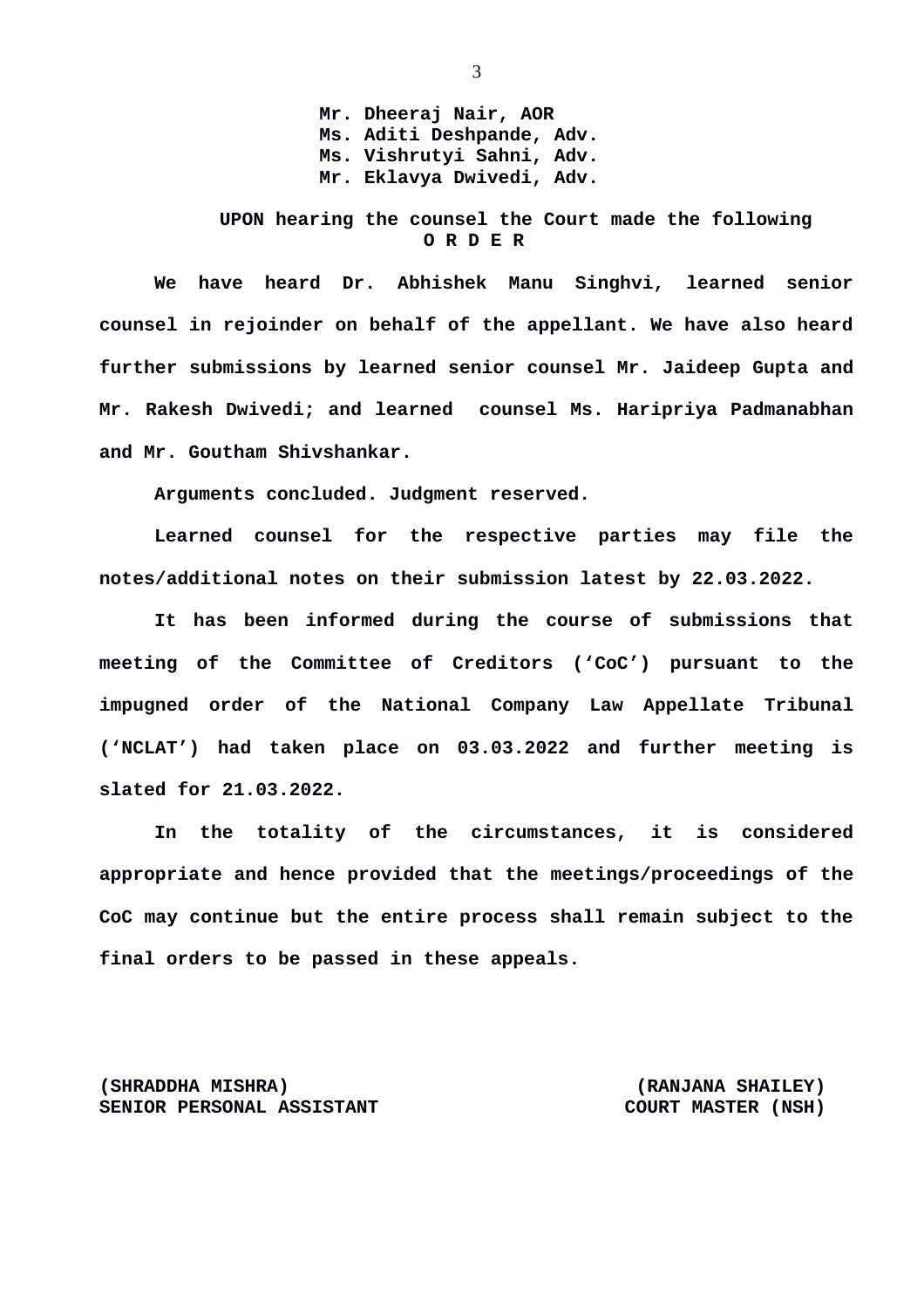**Mr. Dheeraj Nair, AOR**
**Ms. Aditi Deshpande, Adv.**
**Ms. Vishrutyi Sahni, Adv.**
**Mr. Eklavya Dwivedi, Adv.**

**UPON hearing the counsel the Court made the following**

**O R D E R**

**We have heard Dr. Abhishek Manu Singhvi, learned senior counsel in rejoinder on behalf of the appellant. We have also heard further submissions by learned senior counsel Mr. Jaideep Gupta and Mr. Rakesh Dwivedi; and learned counsel Ms. Haripriya Padmanabhan and Mr. Goutham Shivshankar.**

**Arguments concluded. Judgment reserved.**

**Learned counsel for the respective parties may file the notes/additional notes on their submission latest by 22.03.2022.**

**It has been informed during the course of submissions that meeting of the Committee of Creditors ('CoC') pursuant to the impugned order of the National Company Law Appellate Tribunal ('NCLAT') had taken place on 03.03.2022 and further meeting is slated for 21.03.2022.**

**In the totality of the circumstances, it is considered appropriate and hence provided that the meetings/proceedings of the CoC may continue but the entire process shall remain subject to the final orders to be passed in these appeals.**

**(SHRADDHA MISHRA)**
**SENIOR PERSONAL ASSISTANT**

**(RANJANA SHAILEY)**
**COURT MASTER (NSH)**